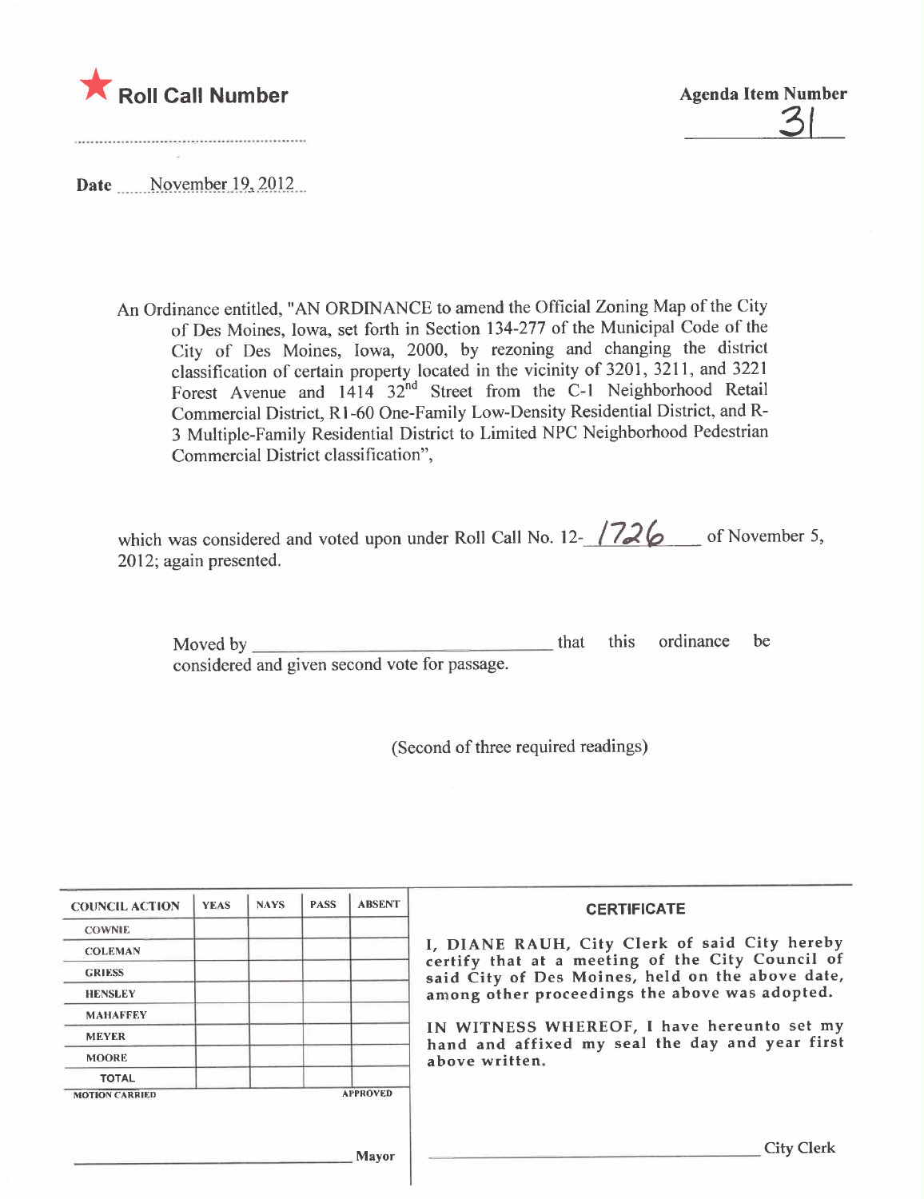★ **Roll Call Number**

**Agenda Item Number**

31

**Date** November 19, 2012

An Ordinance entitled, "AN ORDINANCE to amend the Official Zoning Map of the City of Des Moines, Iowa, set forth in Section 134-277 of the Municipal Code of the City of Des Moines, Iowa, 2000, by rezoning and changing the district classification of certain property located in the vicinity of 3201, 3211, and 3221 Forest Avenue and 1414 32nd Street from the C-1 Neighborhood Retail Commercial District, R1-60 One-Family Low-Density Residential District, and R-3 Multiple-Family Residential District to Limited NPC Neighborhood Pedestrian Commercial District classification",

which was considered and voted upon under Roll Call No. 12-1726 of November 5, 2012; again presented.

Moved by ______________________ that this ordinance be considered and given second vote for passage.

(Second of three required readings)

| COUNCIL ACTION | YEAS | NAYS | PASS | ABSENT |
|---|---|---|---|---|
| COWNIE | | | | |
| COLEMAN | | | | |
| GRIESS | | | | |
| HENSLEY | | | | |
| MAHAFFEY | | | | |
| MEYER | | | | |
| MOORE | | | | |
| TOTAL | | | | |

MOTION CARRIED APPROVED

______________________ Mayor

**CERTIFICATE**

I, DIANE RAUH, City Clerk of said City hereby certify that at a meeting of the City Council of said City of Des Moines, held on the above date, among other proceedings the above was adopted.

IN WITNESS WHEREOF, I have hereunto set my hand and affixed my seal the day and year first above written.

______________________ City Clerk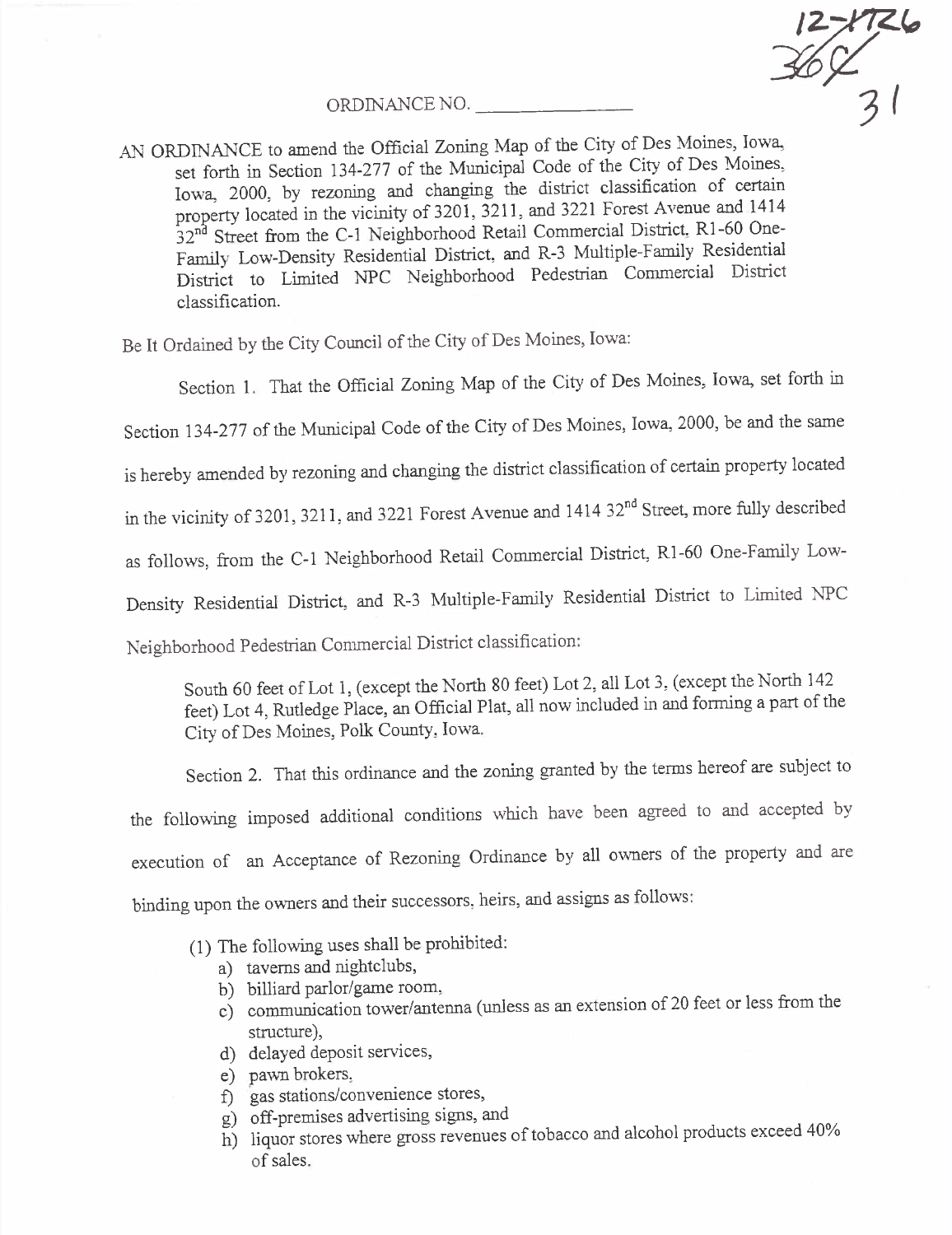12-1726
36C
31

ORDINANCE NO. _______________

AN ORDINANCE to amend the Official Zoning Map of the City of Des Moines, Iowa, set forth in Section 134-277 of the Municipal Code of the City of Des Moines, Iowa, 2000, by rezoning and changing the district classification of certain property located in the vicinity of 3201, 3211, and 3221 Forest Avenue and 1414 32nd Street from the C-1 Neighborhood Retail Commercial District, R1-60 One-Family Low-Density Residential District, and R-3 Multiple-Family Residential District to Limited NPC Neighborhood Pedestrian Commercial District classification.

Be It Ordained by the City Council of the City of Des Moines, Iowa:

Section 1. That the Official Zoning Map of the City of Des Moines, Iowa, set forth in Section 134-277 of the Municipal Code of the City of Des Moines, Iowa, 2000, be and the same is hereby amended by rezoning and changing the district classification of certain property located in the vicinity of 3201, 3211, and 3221 Forest Avenue and 1414 32nd Street, more fully described as follows, from the C-1 Neighborhood Retail Commercial District, R1-60 One-Family Low-Density Residential District, and R-3 Multiple-Family Residential District to Limited NPC Neighborhood Pedestrian Commercial District classification:

South 60 feet of Lot 1, (except the North 80 feet) Lot 2, all Lot 3, (except the North 142 feet) Lot 4, Rutledge Place, an Official Plat, all now included in and forming a part of the City of Des Moines, Polk County, Iowa.

Section 2. That this ordinance and the zoning granted by the terms hereof are subject to the following imposed additional conditions which have been agreed to and accepted by execution of an Acceptance of Rezoning Ordinance by all owners of the property and are binding upon the owners and their successors, heirs, and assigns as follows:

(1) The following uses shall be prohibited:
  a) taverns and nightclubs,
  b) billiard parlor/game room,
  c) communication tower/antenna (unless as an extension of 20 feet or less from the structure),
  d) delayed deposit services,
  e) pawn brokers,
  f) gas stations/convenience stores,
  g) off-premises advertising signs, and
  h) liquor stores where gross revenues of tobacco and alcohol products exceed 40% of sales.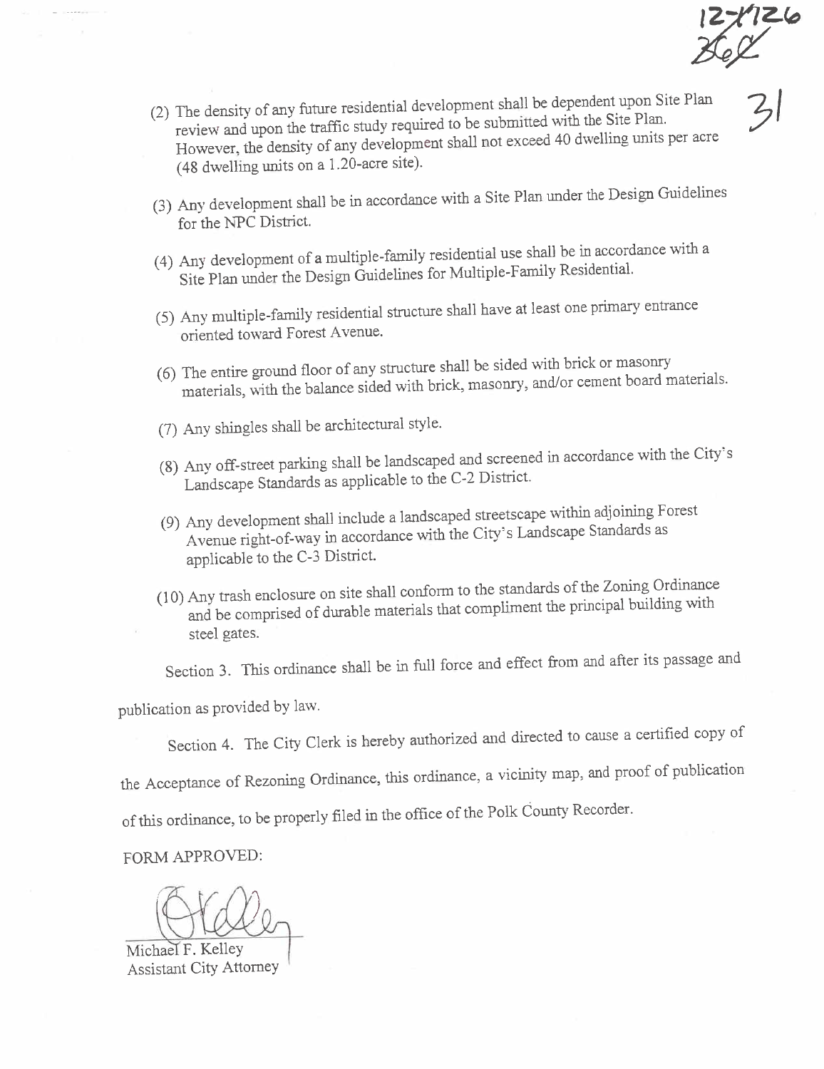(2) The density of any future residential development shall be dependent upon Site Plan review and upon the traffic study required to be submitted with the Site Plan. However, the density of any development shall not exceed 40 dwelling units per acre (48 dwelling units on a 1.20-acre site).

(3) Any development shall be in accordance with a Site Plan under the Design Guidelines for the NPC District.

(4) Any development of a multiple-family residential use shall be in accordance with a Site Plan under the Design Guidelines for Multiple-Family Residential.

(5) Any multiple-family residential structure shall have at least one primary entrance oriented toward Forest Avenue.

(6) The entire ground floor of any structure shall be sided with brick or masonry materials, with the balance sided with brick, masonry, and/or cement board materials.

(7) Any shingles shall be architectural style.

(8) Any off-street parking shall be landscaped and screened in accordance with the City's Landscape Standards as applicable to the C-2 District.

(9) Any development shall include a landscaped streetscape within adjoining Forest Avenue right-of-way in accordance with the City's Landscape Standards as applicable to the C-3 District.

(10) Any trash enclosure on site shall conform to the standards of the Zoning Ordinance and be comprised of durable materials that compliment the principal building with steel gates.

Section 3. This ordinance shall be in full force and effect from and after its passage and publication as provided by law.

Section 4. The City Clerk is hereby authorized and directed to cause a certified copy of the Acceptance of Rezoning Ordinance, this ordinance, a vicinity map, and proof of publication of this ordinance, to be properly filed in the office of the Polk County Recorder.

FORM APPROVED:

Michael F. Kelley
Assistant City Attorney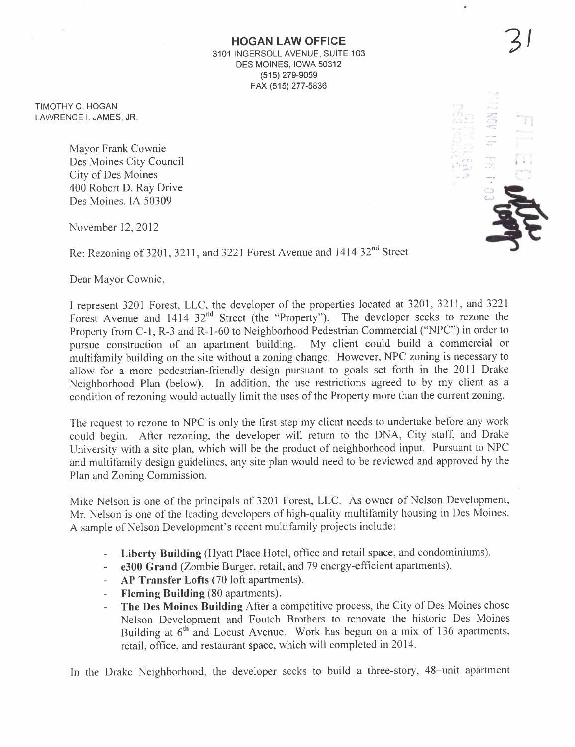**HOGAN LAW OFFICE**
3101 INGERSOLL AVENUE, SUITE 103
DES MOINES, IOWA 50312
(515) 279-9059
FAX (515) 277-5836

TIMOTHY C. HOGAN
LAWRENCE I. JAMES, JR.

Mayor Frank Cownie
Des Moines City Council
City of Des Moines
400 Robert D. Ray Drive
Des Moines, IA 50309

November 12, 2012

Re: Rezoning of 3201, 3211, and 3221 Forest Avenue and 1414 32nd Street

Dear Mayor Cownie,

I represent 3201 Forest, LLC, the developer of the properties located at 3201, 3211, and 3221 Forest Avenue and 1414 32nd Street (the "Property"). The developer seeks to rezone the Property from C-1, R-3 and R-1-60 to Neighborhood Pedestrian Commercial ("NPC") in order to pursue construction of an apartment building. My client could build a commercial or multifamily building on the site without a zoning change. However, NPC zoning is necessary to allow for a more pedestrian-friendly design pursuant to goals set forth in the 2011 Drake Neighborhood Plan (below). In addition, the use restrictions agreed to by my client as a condition of rezoning would actually limit the uses of the Property more than the current zoning.

The request to rezone to NPC is only the first step my client needs to undertake before any work could begin. After rezoning, the developer will return to the DNA, City staff, and Drake University with a site plan, which will be the product of neighborhood input. Pursuant to NPC and multifamily design guidelines, any site plan would need to be reviewed and approved by the Plan and Zoning Commission.

Mike Nelson is one of the principals of 3201 Forest, LLC. As owner of Nelson Development, Mr. Nelson is one of the leading developers of high-quality multifamily housing in Des Moines. A sample of Nelson Development's recent multifamily projects include:

- **Liberty Building** (Hyatt Place Hotel, office and retail space, and condominiums).
- **e300 Grand** (Zombie Burger, retail, and 79 energy-efficient apartments).
- **AP Transfer Lofts** (70 loft apartments).
- **Fleming Building** (80 apartments).
- **The Des Moines Building** After a competitive process, the City of Des Moines chose Nelson Development and Foutch Brothers to renovate the historic Des Moines Building at 6th and Locust Avenue. Work has begun on a mix of 136 apartments, retail, office, and restaurant space, which will completed in 2014.

In the Drake Neighborhood, the developer seeks to build a three-story, 48–unit apartment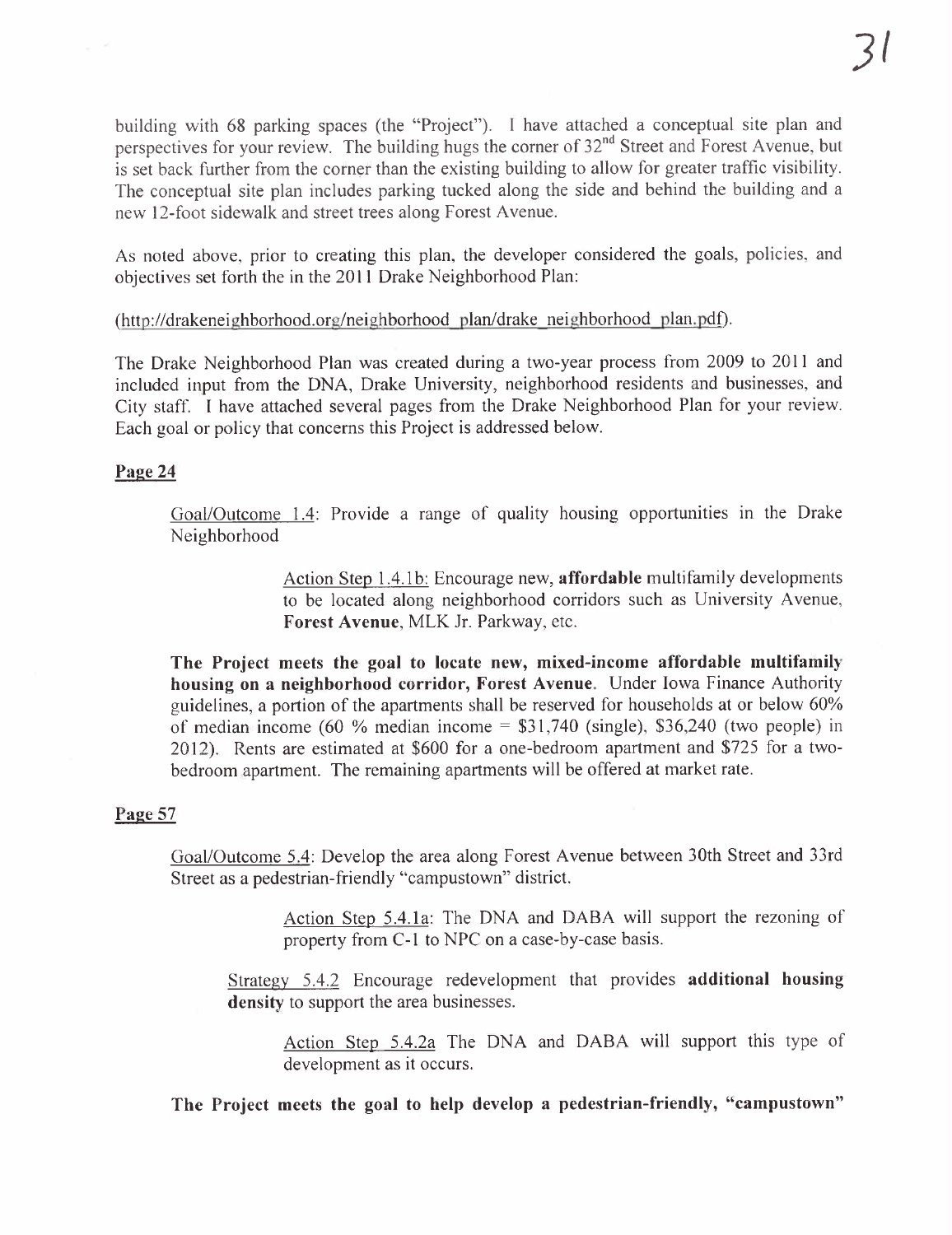building with 68 parking spaces (the "Project"). I have attached a conceptual site plan and perspectives for your review. The building hugs the corner of 32nd Street and Forest Avenue, but is set back further from the corner than the existing building to allow for greater traffic visibility. The conceptual site plan includes parking tucked along the side and behind the building and a new 12-foot sidewalk and street trees along Forest Avenue.

As noted above, prior to creating this plan, the developer considered the goals, policies, and objectives set forth the in the 2011 Drake Neighborhood Plan:

(http://drakeneighborhood.org/neighborhood_plan/drake_neighborhood_plan.pdf).

The Drake Neighborhood Plan was created during a two-year process from 2009 to 2011 and included input from the DNA, Drake University, neighborhood residents and businesses, and City staff. I have attached several pages from the Drake Neighborhood Plan for your review. Each goal or policy that concerns this Project is addressed below.

**Page 24**

> Goal/Outcome 1.4: Provide a range of quality housing opportunities in the Drake Neighborhood
>
> > Action Step 1.4.1b: Encourage new, **affordable** multifamily developments to be located along neighborhood corridors such as University Avenue, **Forest Avenue**, MLK Jr. Parkway, etc.
>
> **The Project meets the goal to locate new, mixed-income affordable multifamily housing on a neighborhood corridor, Forest Avenue.** Under Iowa Finance Authority guidelines, a portion of the apartments shall be reserved for households at or below 60% of median income (60 % median income = $31,740 (single), $36,240 (two people) in 2012). Rents are estimated at $600 for a one-bedroom apartment and $725 for a two-bedroom apartment. The remaining apartments will be offered at market rate.

**Page 57**

> Goal/Outcome 5.4: Develop the area along Forest Avenue between 30th Street and 33rd Street as a pedestrian-friendly "campustown" district.
>
> > Action Step 5.4.1a: The DNA and DABA will support the rezoning of property from C-1 to NPC on a case-by-case basis.
>
> Strategy 5.4.2 Encourage redevelopment that provides **additional housing density** to support the area businesses.
>
> > Action Step 5.4.2a The DNA and DABA will support this type of development as it occurs.
>
> **The Project meets the goal to help develop a pedestrian-friendly, "campustown"**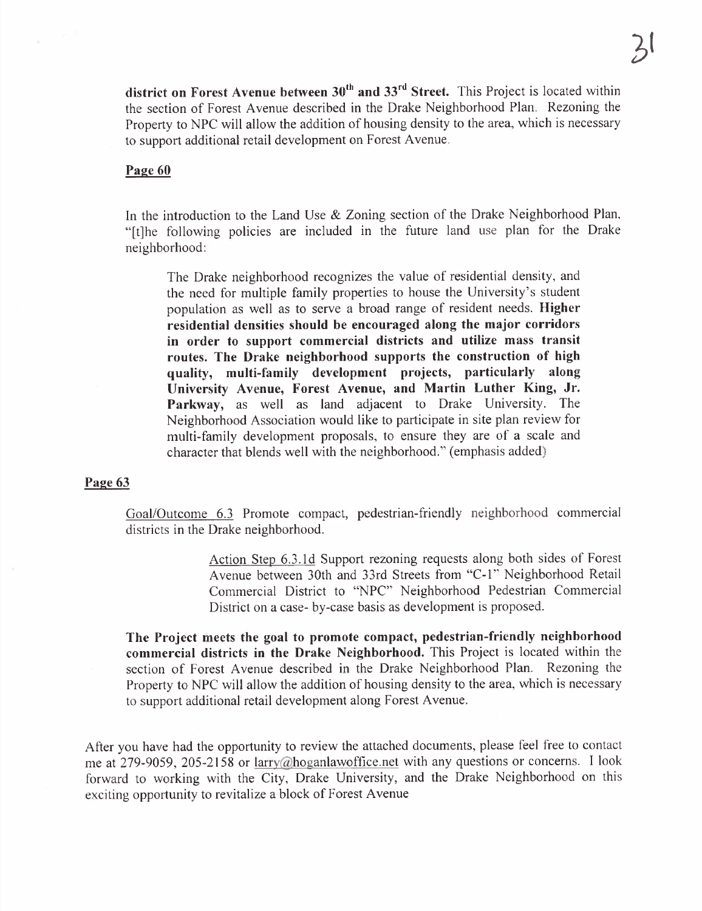**district on Forest Avenue between 30th and 33rd Street.** This Project is located within the section of Forest Avenue described in the Drake Neighborhood Plan. Rezoning the Property to NPC will allow the addition of housing density to the area, which is necessary to support additional retail development on Forest Avenue.

**Page 60**

In the introduction to the Land Use & Zoning section of the Drake Neighborhood Plan, "[t]he following policies are included in the future land use plan for the Drake neighborhood:

> The Drake neighborhood recognizes the value of residential density, and the need for multiple family properties to house the University's student population as well as to serve a broad range of resident needs. **Higher residential densities should be encouraged along the major corridors in order to support commercial districts and utilize mass transit routes. The Drake neighborhood supports the construction of high quality, multi-family development projects, particularly along University Avenue, Forest Avenue, and Martin Luther King, Jr. Parkway,** as well as land adjacent to Drake University. The Neighborhood Association would like to participate in site plan review for multi-family development proposals, to ensure they are of a scale and character that blends well with the neighborhood." (emphasis added)

**Page 63**

Goal/Outcome 6.3 Promote compact, pedestrian-friendly neighborhood commercial districts in the Drake neighborhood.

> Action Step 6.3.1d Support rezoning requests along both sides of Forest Avenue between 30th and 33rd Streets from "C-1" Neighborhood Retail Commercial District to "NPC" Neighborhood Pedestrian Commercial District on a case- by-case basis as development is proposed.

**The Project meets the goal to promote compact, pedestrian-friendly neighborhood commercial districts in the Drake Neighborhood.** This Project is located within the section of Forest Avenue described in the Drake Neighborhood Plan. Rezoning the Property to NPC will allow the addition of housing density to the area, which is necessary to support additional retail development along Forest Avenue.

After you have had the opportunity to review the attached documents, please feel free to contact me at 279-9059, 205-2158 or larry@hoganlawoffice.net with any questions or concerns. I look forward to working with the City, Drake University, and the Drake Neighborhood on this exciting opportunity to revitalize a block of Forest Avenue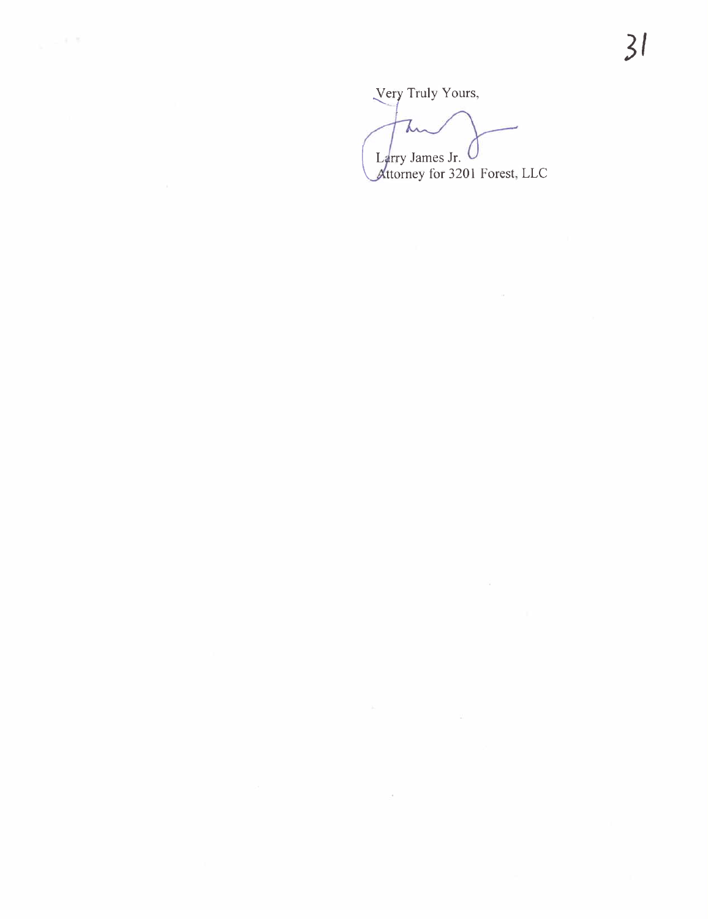Very Truly Yours,

Larry James Jr.
Attorney for 3201 Forest, LLC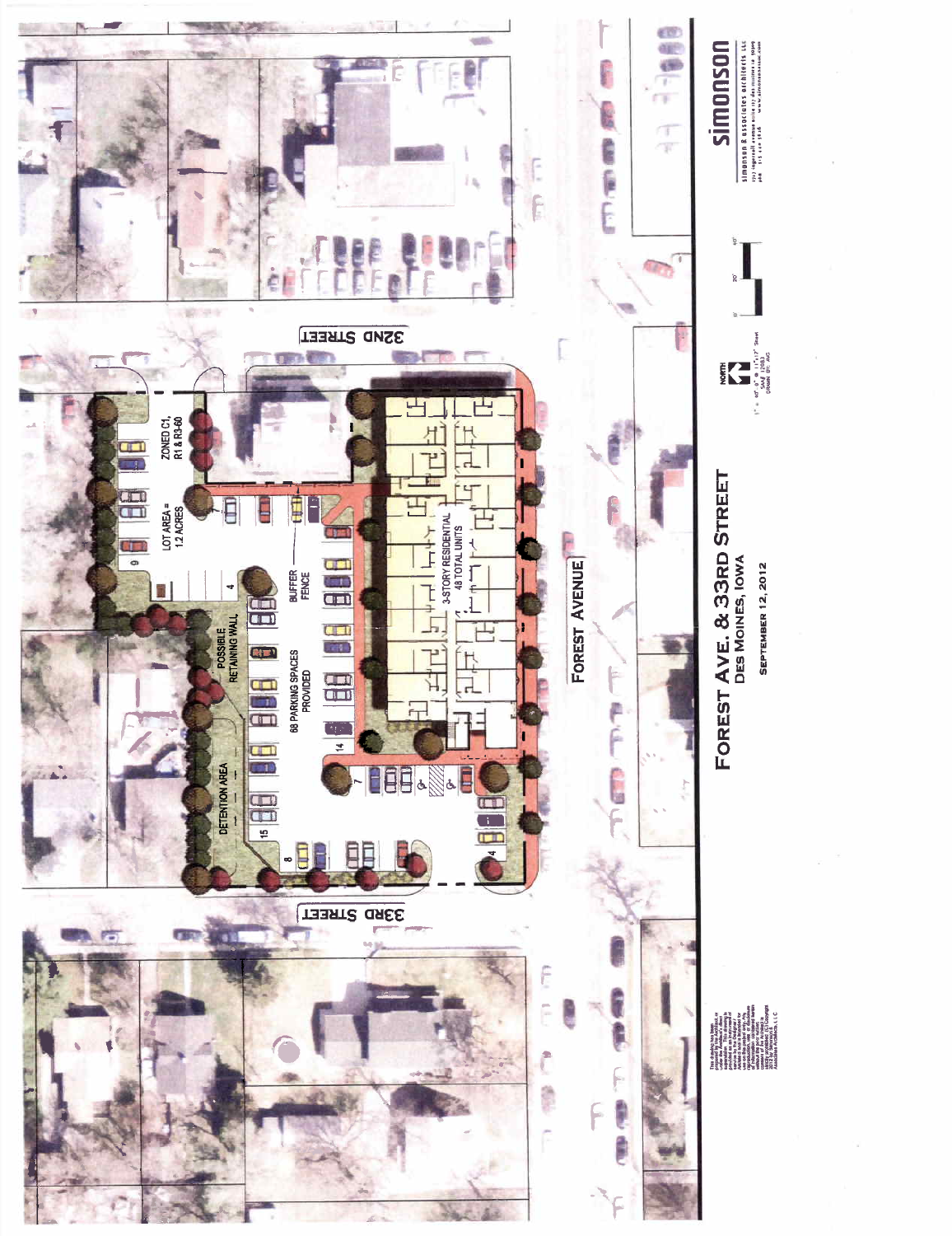# Forest Ave. & 33rd Street

## Des Moines, Iowa

**September 12, 2012**

32ND STREET

33RD STREET

FOREST AVENUE

ZONED C1, R1 & R3-60

LOT AREA = 1.2 ACRES

BUFFER FENCE

3-STORY RESIDENTIAL 48 TOTAL UNITS

POSSIBLE RETAINING WALL

68 PARKING SPACES PROVIDED

DETENTION AREA

9

4

14

7

15

8

4

NORTH

1" = 40'-0" @ 11"x17" Sheet

simonson

simonson & associates architects llc

This drawing has been prepared by the Architect or under the Architect's direct supervision. This drawing is provided as an instrument of service to the Owner and intended to be used solely for use on this project only. Any reproduction, use, or disclosure of information contained herein without the prior written consent of Simonson & Associates Architects, LLC is strictly prohibited. (C) Copyright 2012 by Simonson & Associates Architects, LLC